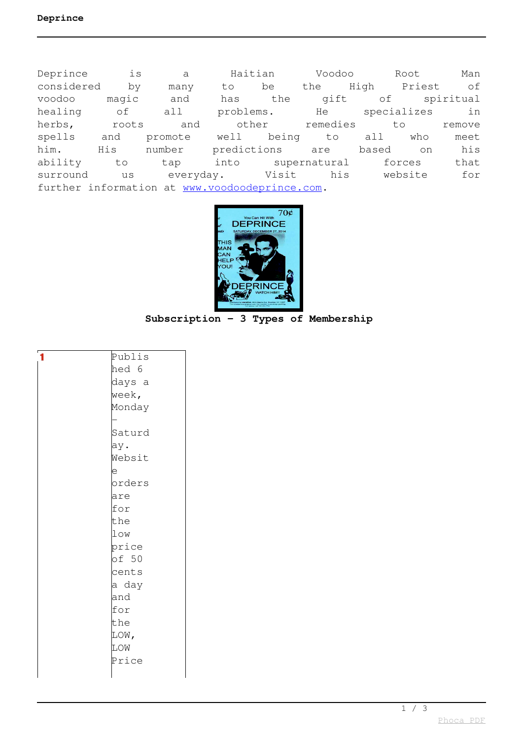Deprince is a Haitian Voodoo Root Man considered by many to be the High Priest of voodoo magic and has the gift of spiritual healing of all problems. He specializes in herbs, roots and other remedies to remove spells and promote well being to all who meet him. His number predictions are based on his ability to tap into supernatural forces that surround us everyday. Visit his website for further information at www.voodoodeprince.com.

**Subscription - 3 Types of Membership**

| 1 | Published 6 days a week, Monday - Saturday. Website orders are for the low price of 50 cents a day and for the LOW, LOW Price |
|---|---|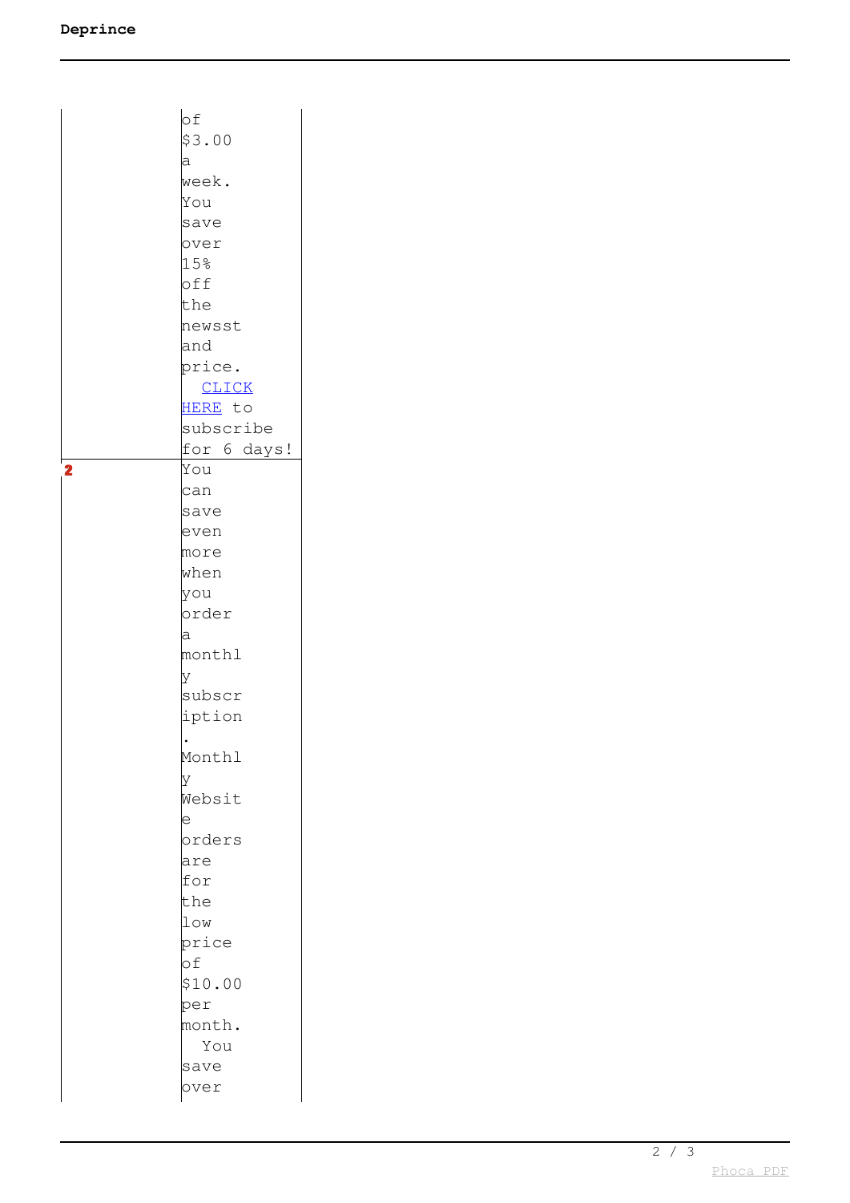| | |
|---|---|
| | of $3.00 a week. You save over 15% off the newsst and price. [CLICK HERE] to subscribe for 6 days! |
| **2** | You can save even more when you order a monthl y subscr iption . Monthl y Websit e orders are for the low price of $10.00 per month. You save over |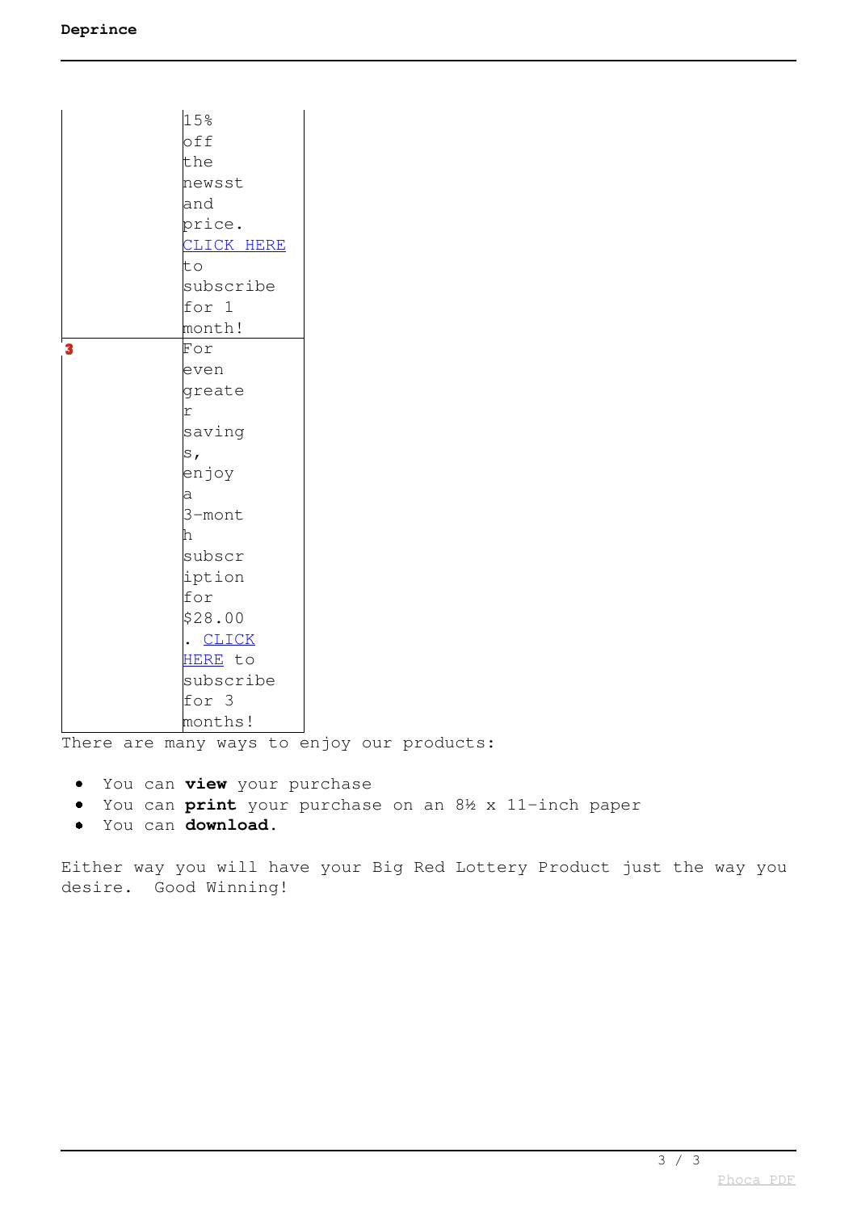| | |
|---|---|
| | 15% off the newsst and price. CLICK HERE to subscribe for 1 month! |
| **3** | For even greater savings, enjoy a 3-month subscription for $28.00. CLICK HERE to subscribe for 3 months! |

There are many ways to enjoy our products:

- You can **view** your purchase
- You can **print** your purchase on an 8½ x 11-inch paper
- You can **download.**

Either way you will have your Big Red Lottery Product just the way you desire.  Good Winning!